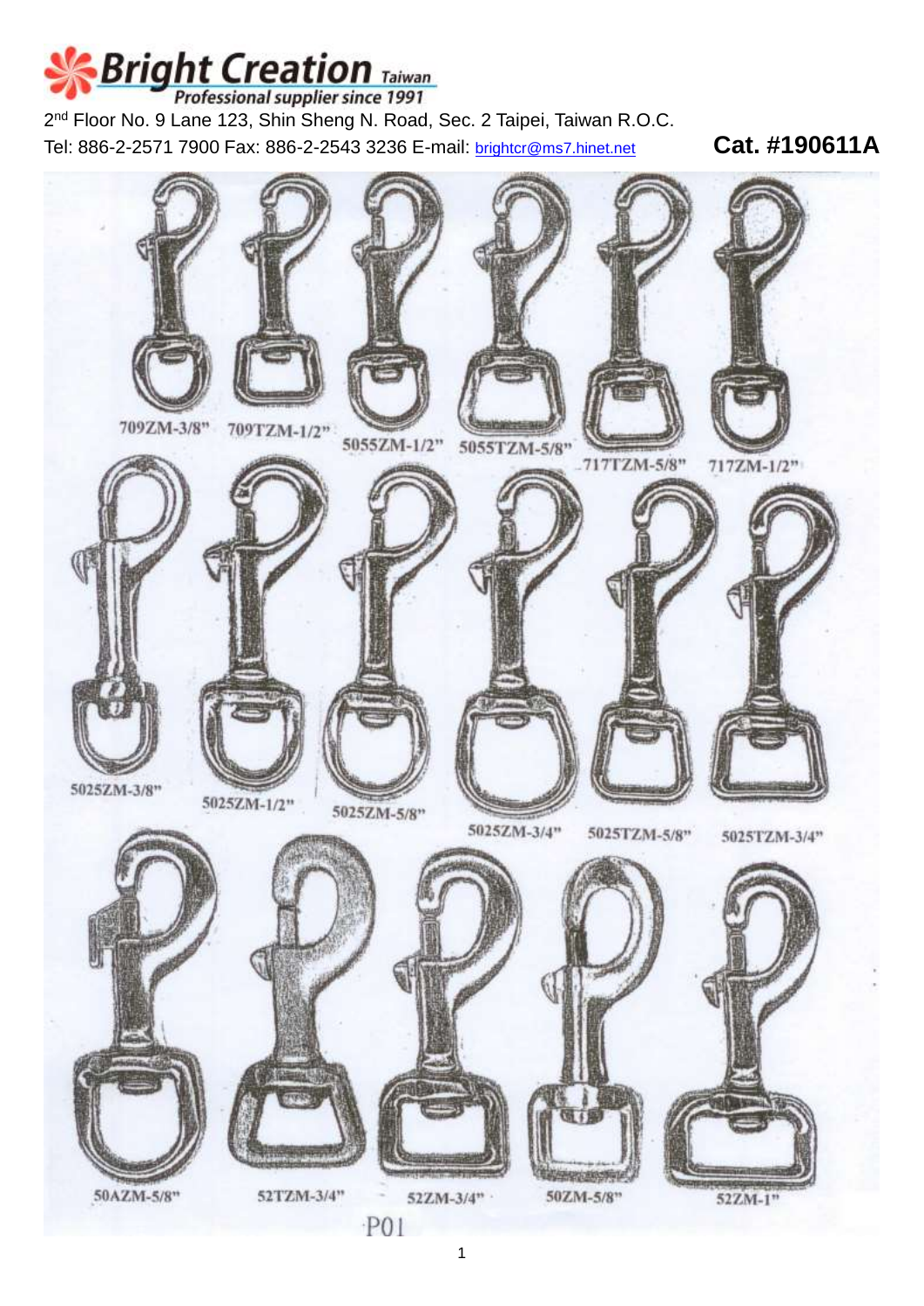# Bright Creation Taiwan

*Professional supplier since 1991*

2nd Floor No. 9 Lane 123, Shin Sheng N. Road, Sec. 2 Taipei, Taiwan R.O.C.

Tel: 886-2-2571 7900 Fax: 886-2-2543 3236 E-mail: brightcr@ms7.hinet.net

**Cat. #190611A**

709ZM-3/8"

709TZM-1/2"

5055ZM-1/2"

5055TZM-5/8"

717TZM-5/8"

717ZM-1/2"

5025ZM-3/8"

5025ZM-1/2"

5025ZM-5/8"

5025ZM-3/4"

5025TZM-5/8"

5025TZM-3/4"

50AZM-5/8"

52TZM-3/4"

52ZM-3/4"

50ZM-5/8"

52ZM-1"

P01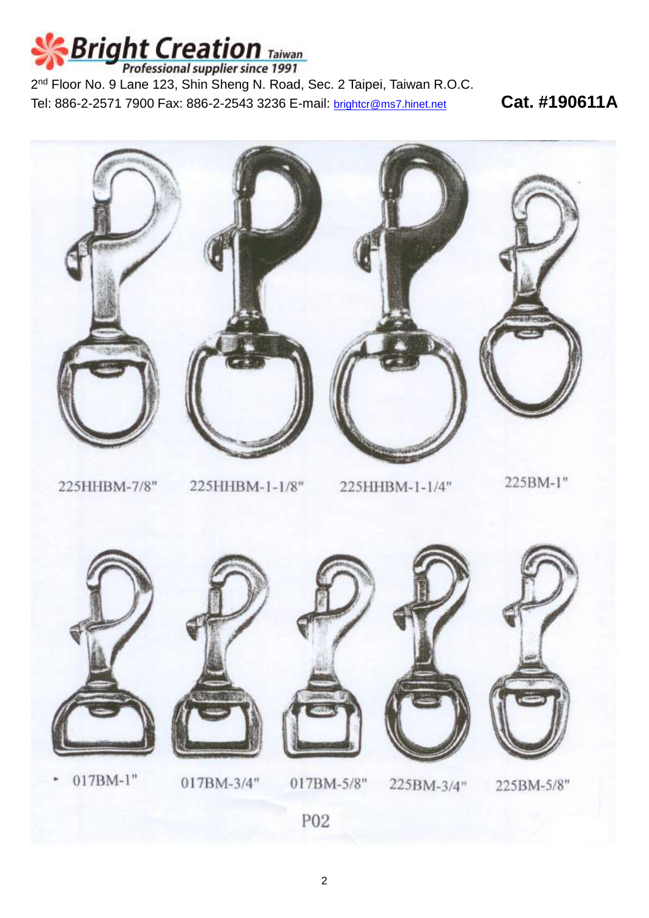**Bright Creation** Taiwan

*Professional supplier since 1991*

2nd Floor No. 9 Lane 123, Shin Sheng N. Road, Sec. 2 Taipei, Taiwan R.O.C.

Tel: 886-2-2571 7900 Fax: 886-2-2543 3236 E-mail: brightcr@ms7.hinet.net

**Cat. #190611A**

225HHBM-7/8"

225HHBM-1-1/8"

225HHBM-1-1/4"

225BM-1"

017BM-1"

017BM-3/4"

017BM-5/8"

225BM-3/4"

225BM-5/8"

P02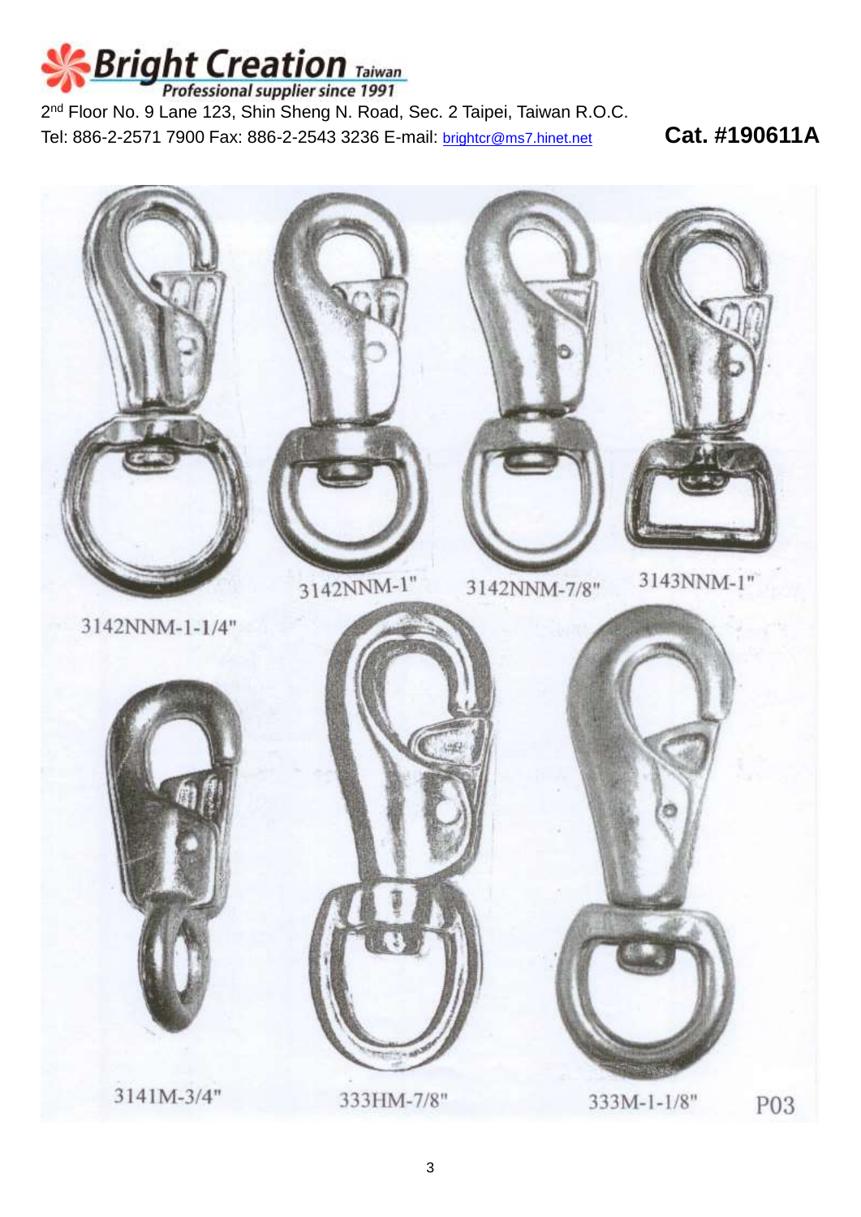**Bright Creation** Taiwan
*Professional supplier since 1991*

2nd Floor No. 9 Lane 123, Shin Sheng N. Road, Sec. 2 Taipei, Taiwan R.O.C.
Tel: 886-2-2571 7900 Fax: 886-2-2543 3236 E-mail: brightcr@ms7.hinet.net

**Cat. #190611A**

3142NNM-1-1/4"

3142NNM-1"

3142NNM-7/8"

3143NNM-1"

3141M-3/4"

333HM-7/8"

333M-1-1/8"

P03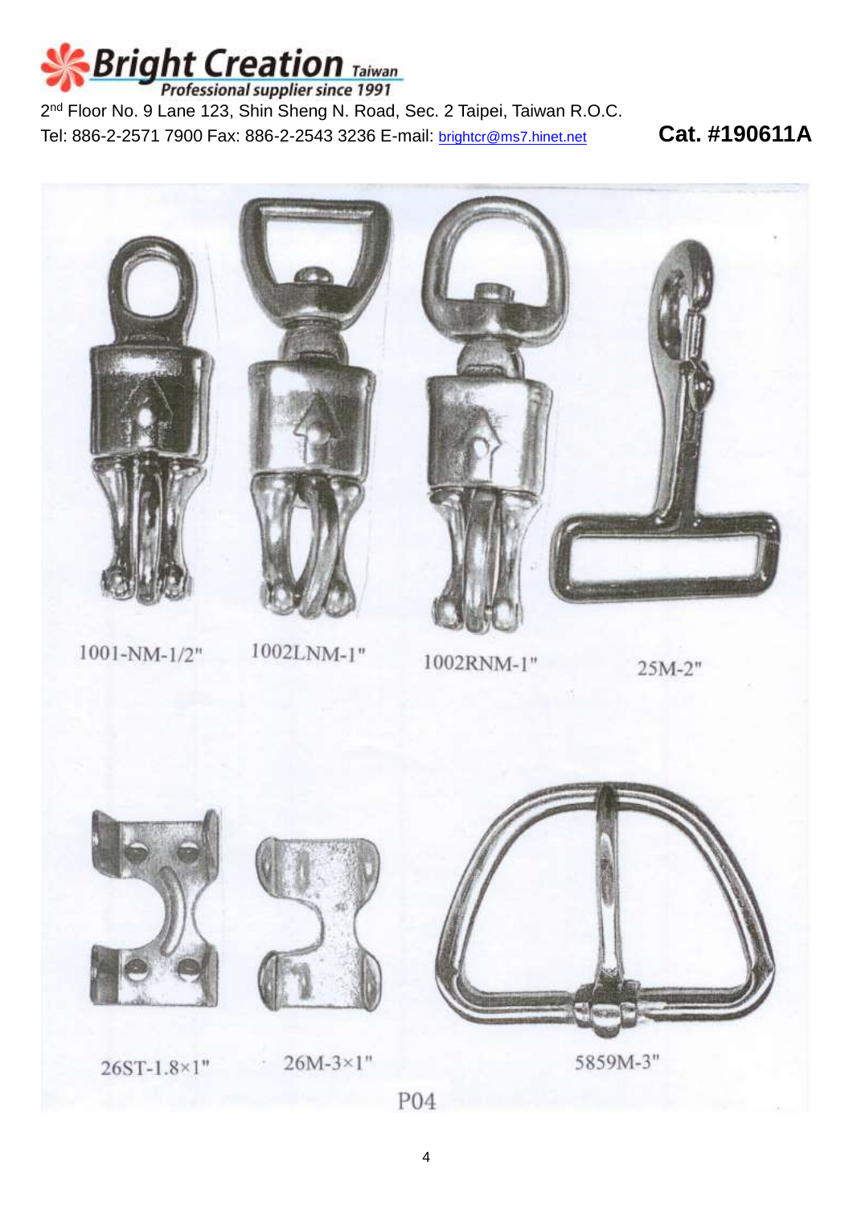**Bright Creation** Taiwan
*Professional supplier since 1991*

2nd Floor No. 9 Lane 123, Shin Sheng N. Road, Sec. 2 Taipei, Taiwan R.O.C.
Tel: 886-2-2571 7900 Fax: 886-2-2543 3236 E-mail: brightcr@ms7.hinet.net

**Cat. #190611A**

1001-NM-1/2"

1002LNM-1"

1002RNM-1"

25M-2"

26ST-1.8×1"

26M-3×1"

5859M-3"

P04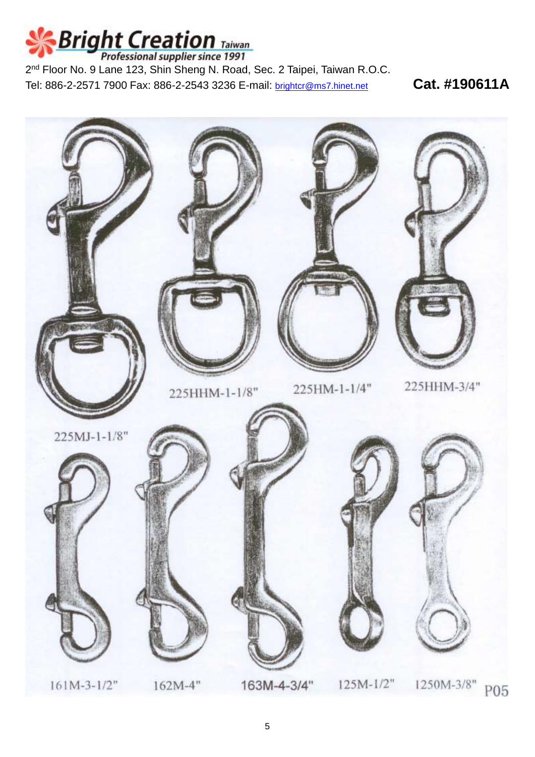**Bright Creation** Taiwan

*Professional supplier since 1991*

2nd Floor No. 9 Lane 123, Shin Sheng N. Road, Sec. 2 Taipei, Taiwan R.O.C.

Tel: 886-2-2571 7900 Fax: 886-2-2543 3236 E-mail: brightcr@ms7.hinet.net

**Cat. #190611A**

225HHM-1-1/8"

225HM-1-1/4"

225HHM-3/4"

225MJ-1-1/8"

161M-3-1/2"

162M-4"

163M-4-3/4"

125M-1/2"

1250M-3/8"

P05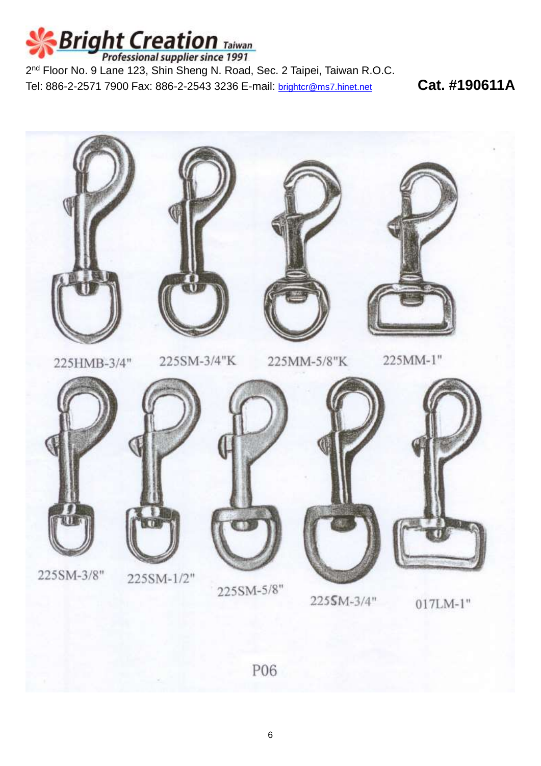**Bright Creation** Taiwan
*Professional supplier since 1991*

2nd Floor No. 9 Lane 123, Shin Sheng N. Road, Sec. 2 Taipei, Taiwan R.O.C.
Tel: 886-2-2571 7900 Fax: 886-2-2543 3236 E-mail: brightcr@ms7.hinet.net

**Cat. #190611A**

225HMB-3/4"

225SM-3/4"K

225MM-5/8"K

225MM-1"

225SM-3/8"

225SM-1/2"

225SM-5/8"

225SM-3/4"

017LM-1"

P06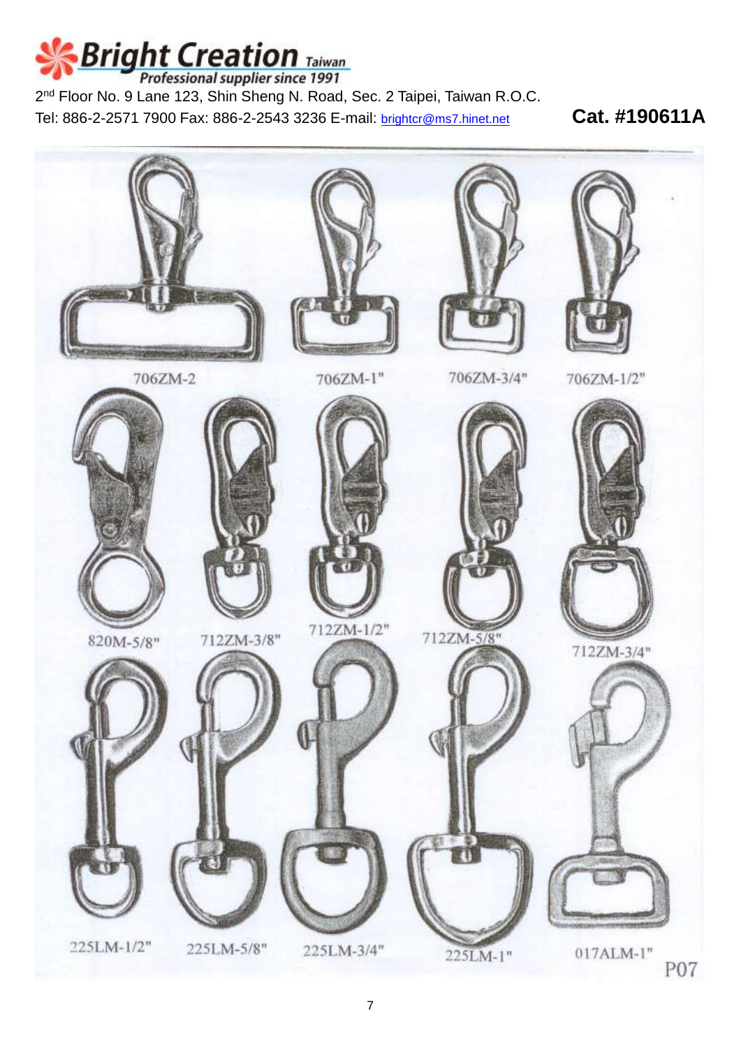# Bright Creation Taiwan

*Professional supplier since 1991*

2nd Floor No. 9 Lane 123, Shin Sheng N. Road, Sec. 2 Taipei, Taiwan R.O.C.

Tel: 886-2-2571 7900 Fax: 886-2-2543 3236 E-mail: brightcr@ms7.hinet.net **Cat. #190611A**

706ZM-2

706ZM-1"

706ZM-3/4"

706ZM-1/2"

820M-5/8"

712ZM-3/8"

712ZM-1/2"

712ZM-5/8"

712ZM-3/4"

225LM-1/2"

225LM-5/8"

225LM-3/4"

225LM-1"

017ALM-1"

P07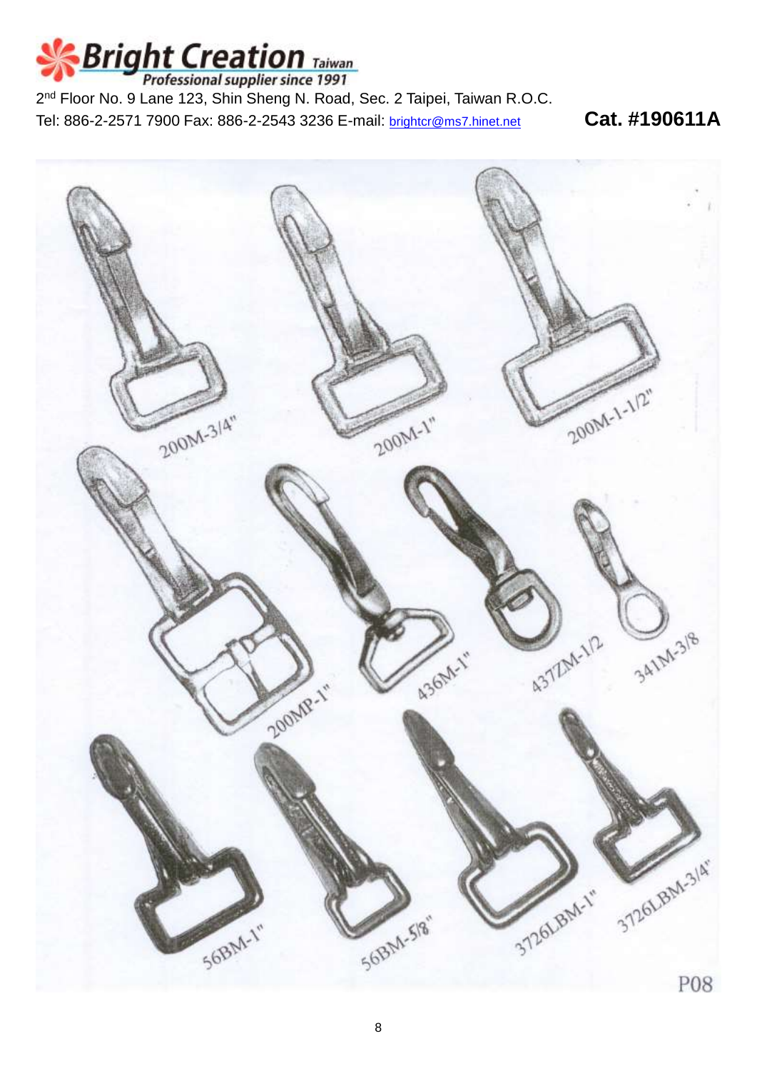Bright Creation Taiwan
Professional supplier since 1991

2nd Floor No. 9 Lane 123, Shin Sheng N. Road, Sec. 2 Taipei, Taiwan R.O.C.
Tel: 886-2-2571 7900 Fax: 886-2-2543 3236 E-mail: brightcr@ms7.hinet.net **Cat. #190611A**

200M-3/4"
200M-1"
200M-1-1/2"
200MP-1"
436M-1"
437ZM-1/2
341M-3/8
56BM-1"
56BM-5/8"
3726LBM-1"
3726LBM-3/4"

P08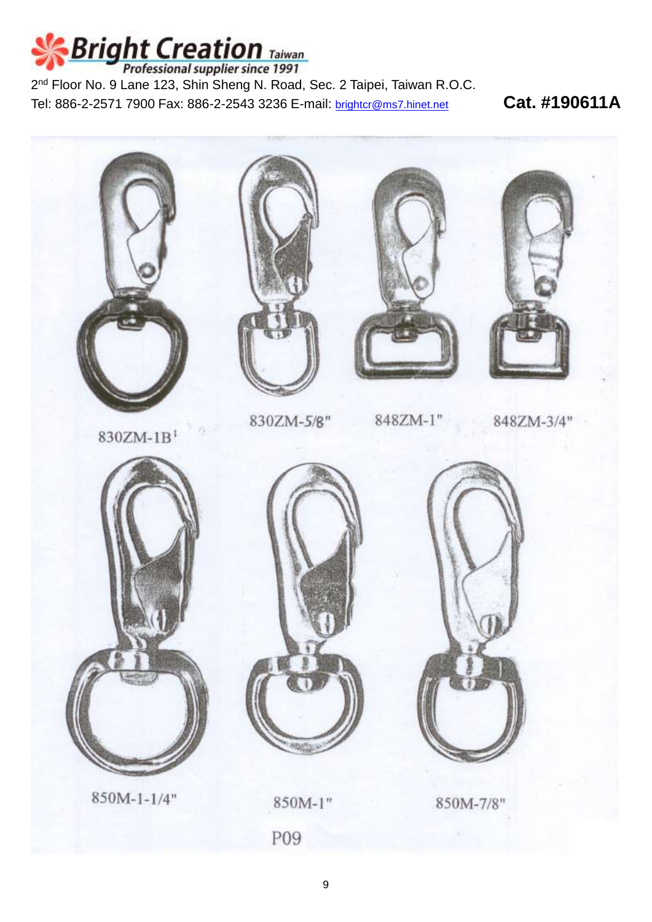**Bright Creation** Taiwan
*Professional supplier since 1991*

2nd Floor No. 9 Lane 123, Shin Sheng N. Road, Sec. 2 Taipei, Taiwan R.O.C.
Tel: 886-2-2571 7900 Fax: 886-2-2543 3236 E-mail: brightcr@ms7.hinet.net

**Cat. #190611A**

830ZM-1B

830ZM-5/8"

848ZM-1"

848ZM-3/4"

850M-1-1/4"

850M-1"

850M-7/8"

P09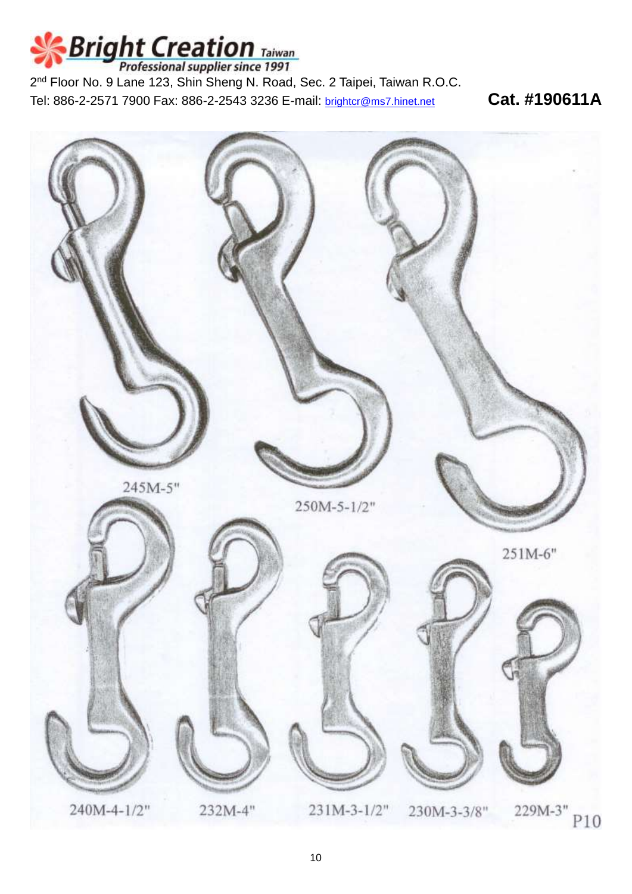**Bright Creation** Taiwan
*Professional supplier since 1991*

2nd Floor No. 9 Lane 123, Shin Sheng N. Road, Sec. 2 Taipei, Taiwan R.O.C.
Tel: 886-2-2571 7900 Fax: 886-2-2543 3236 E-mail: brightcr@ms7.hinet.net

**Cat. #190611A**

245M-5"

250M-5-1/2"

251M-6"

240M-4-1/2"

232M-4"

231M-3-1/2"

230M-3-3/8"

229M-3"

P10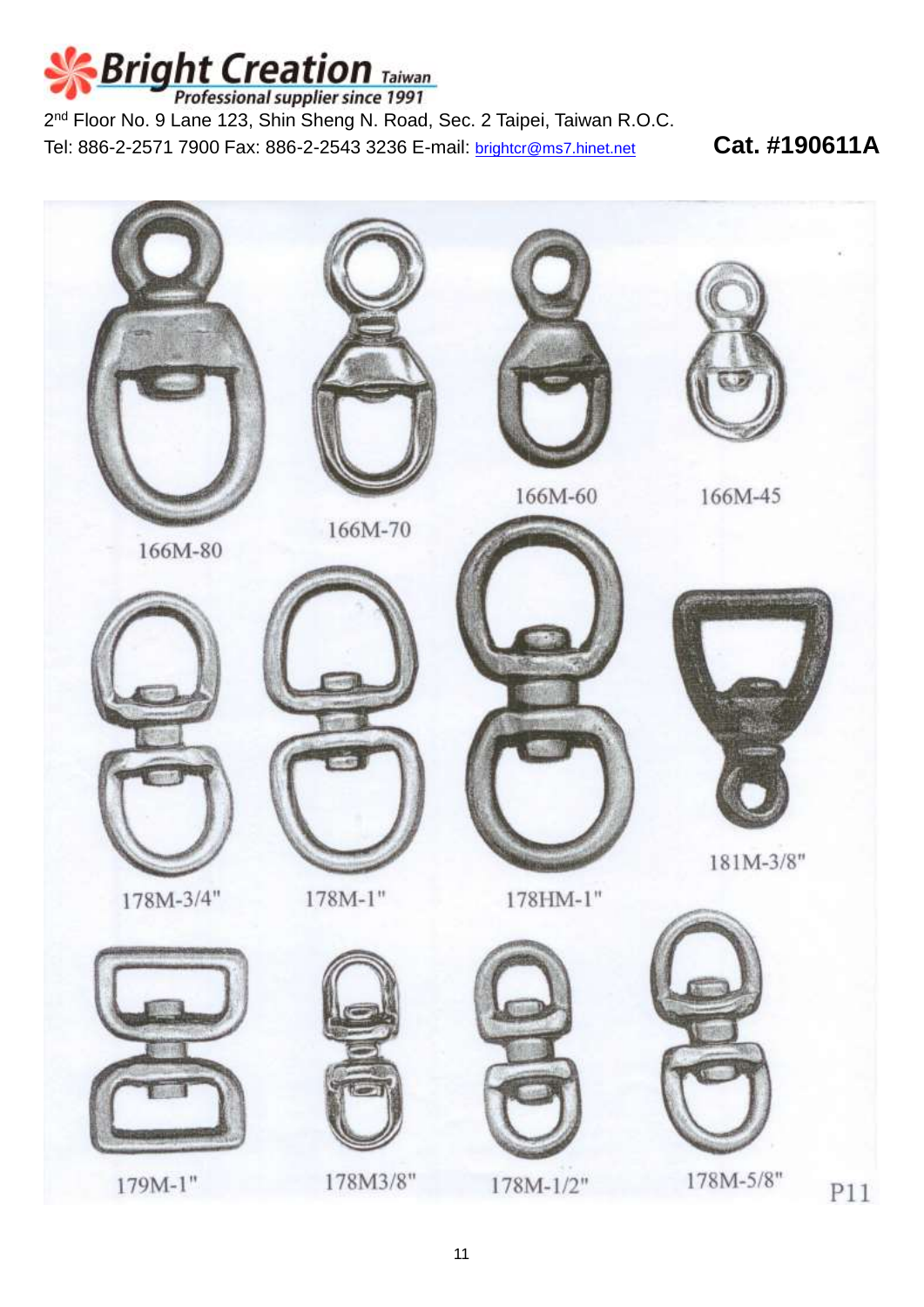**Bright Creation** Taiwan
*Professional supplier since 1991*

2nd Floor No. 9 Lane 123, Shin Sheng N. Road, Sec. 2 Taipei, Taiwan R.O.C.
Tel: 886-2-2571 7900 Fax: 886-2-2543 3236 E-mail: brightcr@ms7.hinet.net

**Cat. #190611A**

166M-80

166M-70

166M-60

166M-45

178M-3/4"

178M-1"

178HM-1"

181M-3/8"

179M-1"

178M3/8"

178M-1/2"

178M-5/8"

P11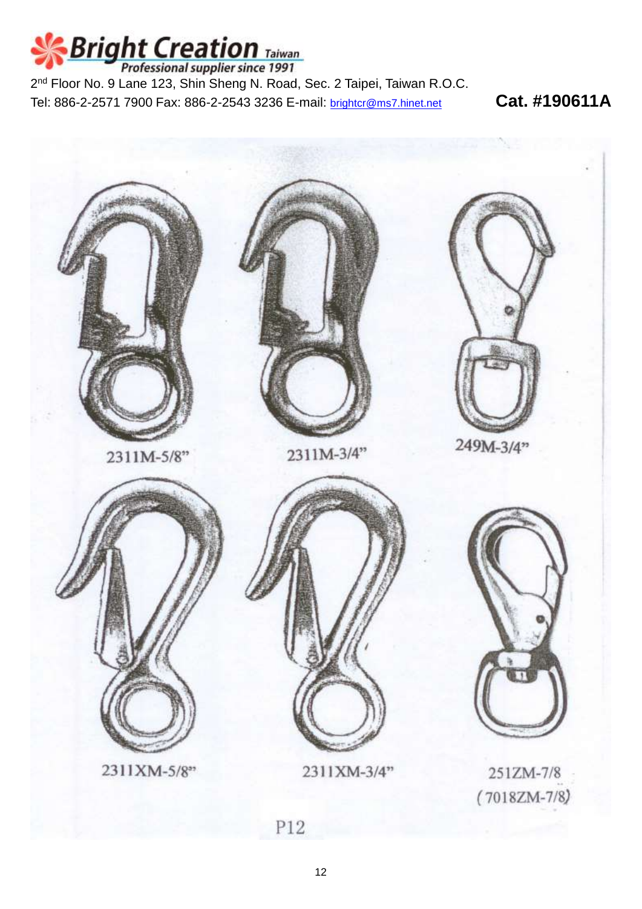**Bright Creation** Taiwan

*Professional supplier since 1991*

2nd Floor No. 9 Lane 123, Shin Sheng N. Road, Sec. 2 Taipei, Taiwan R.O.C.

Tel: 886-2-2571 7900 Fax: 886-2-2543 3236 E-mail: brightcr@ms7.hinet.net

**Cat. #190611A**

2311M-5/8"

2311M-3/4"

249M-3/4"

2311XM-5/8"

2311XM-3/4"

251ZM-7/8

(7018ZM-7/8)

P12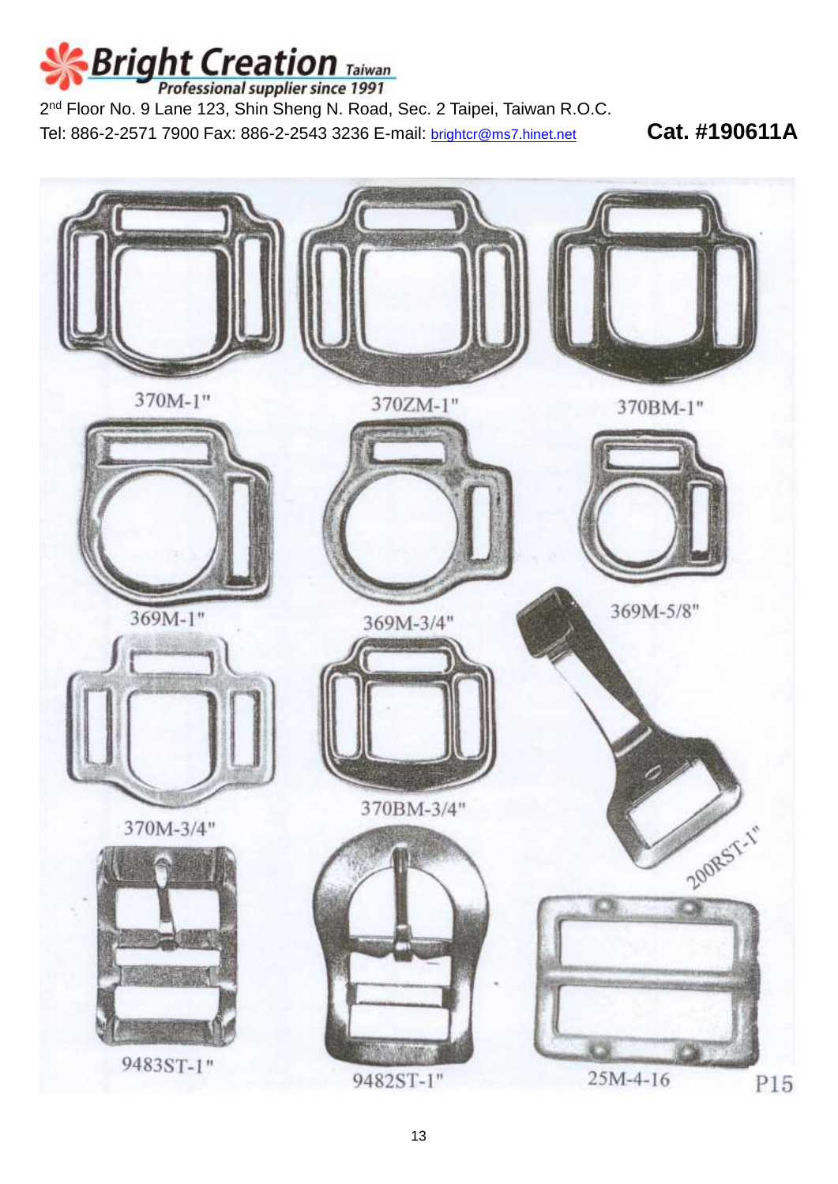**Bright Creation** Taiwan
*Professional supplier since 1991*

2nd Floor No. 9 Lane 123, Shin Sheng N. Road, Sec. 2 Taipei, Taiwan R.O.C.
Tel: 886-2-2571 7900 Fax: 886-2-2543 3236 E-mail: brightcr@ms7.hinet.net

**Cat. #190611A**

370M-1"

370ZM-1"

370BM-1"

369M-1"

369M-3/4"

369M-5/8"

370M-3/4"

370BM-3/4"

200RST-1"

9483ST-1"

9482ST-1"

25M-4-16

P15